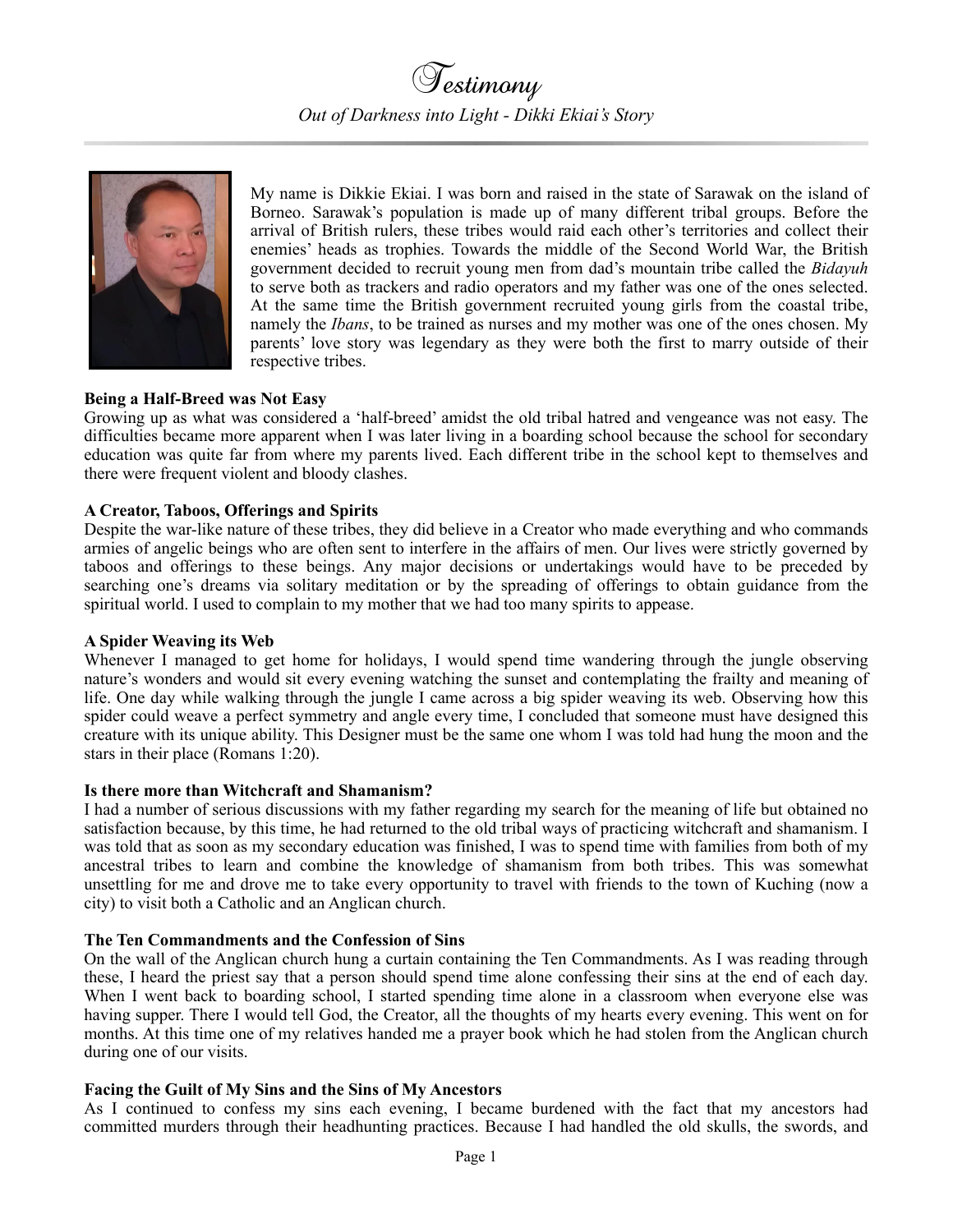# Testimony

*Out of Darkness into Light - Dikki Ekiai's Story*

My name is Dikkie Ekiai. I was born and raised in the state of Sarawak on the island of Borneo. Sarawak's population is made up of many different tribal groups. Before the arrival of British rulers, these tribes would raid each other's territories and collect their enemies' heads as trophies. Towards the middle of the Second World War, the British government decided to recruit young men from dad's mountain tribe called the *Bidayuh* to serve both as trackers and radio operators and my father was one of the ones selected. At the same time the British government recruited young girls from the coastal tribe, namely the *Ibans*, to be trained as nurses and my mother was one of the ones chosen. My parents' love story was legendary as they were both the first to marry outside of their respective tribes.

**Being a Half-Breed was Not Easy**

Growing up as what was considered a 'half-breed' amidst the old tribal hatred and vengeance was not easy. The difficulties became more apparent when I was later living in a boarding school because the school for secondary education was quite far from where my parents lived. Each different tribe in the school kept to themselves and there were frequent violent and bloody clashes.

**A Creator, Taboos, Offerings and Spirits**

Despite the war-like nature of these tribes, they did believe in a Creator who made everything and who commands armies of angelic beings who are often sent to interfere in the affairs of men. Our lives were strictly governed by taboos and offerings to these beings. Any major decisions or undertakings would have to be preceded by searching one's dreams via solitary meditation or by the spreading of offerings to obtain guidance from the spiritual world. I used to complain to my mother that we had too many spirits to appease.

**A Spider Weaving its Web**

Whenever I managed to get home for holidays, I would spend time wandering through the jungle observing nature's wonders and would sit every evening watching the sunset and contemplating the frailty and meaning of life. One day while walking through the jungle I came across a big spider weaving its web. Observing how this spider could weave a perfect symmetry and angle every time, I concluded that someone must have designed this creature with its unique ability. This Designer must be the same one whom I was told had hung the moon and the stars in their place (Romans 1:20).

**Is there more than Witchcraft and Shamanism?**

I had a number of serious discussions with my father regarding my search for the meaning of life but obtained no satisfaction because, by this time, he had returned to the old tribal ways of practicing witchcraft and shamanism. I was told that as soon as my secondary education was finished, I was to spend time with families from both of my ancestral tribes to learn and combine the knowledge of shamanism from both tribes. This was somewhat unsettling for me and drove me to take every opportunity to travel with friends to the town of Kuching (now a city) to visit both a Catholic and an Anglican church.

**The Ten Commandments and the Confession of Sins**

On the wall of the Anglican church hung a curtain containing the Ten Commandments. As I was reading through these, I heard the priest say that a person should spend time alone confessing their sins at the end of each day. When I went back to boarding school, I started spending time alone in a classroom when everyone else was having supper. There I would tell God, the Creator, all the thoughts of my hearts every evening. This went on for months. At this time one of my relatives handed me a prayer book which he had stolen from the Anglican church during one of our visits.

**Facing the Guilt of My Sins and the Sins of My Ancestors**

As I continued to confess my sins each evening, I became burdened with the fact that my ancestors had committed murders through their headhunting practices. Because I had handled the old skulls, the swords, and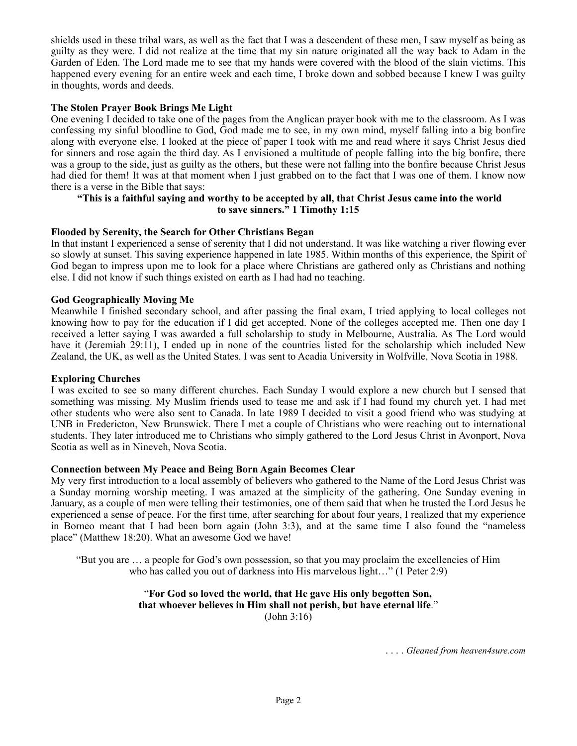shields used in these tribal wars, as well as the fact that I was a descendent of these men, I saw myself as being as guilty as they were. I did not realize at the time that my sin nature originated all the way back to Adam in the Garden of Eden. The Lord made me to see that my hands were covered with the blood of the slain victims. This happened every evening for an entire week and each time, I broke down and sobbed because I knew I was guilty in thoughts, words and deeds.

**The Stolen Prayer Book Brings Me Light**

One evening I decided to take one of the pages from the Anglican prayer book with me to the classroom. As I was confessing my sinful bloodline to God, God made me to see, in my own mind, myself falling into a big bonfire along with everyone else. I looked at the piece of paper I took with me and read where it says Christ Jesus died for sinners and rose again the third day. As I envisioned a multitude of people falling into the big bonfire, there was a group to the side, just as guilty as the others, but these were not falling into the bonfire because Christ Jesus had died for them! It was at that moment when I just grabbed on to the fact that I was one of them. I know now there is a verse in the Bible that says:

**"This is a faithful saying and worthy to be accepted by all, that Christ Jesus came into the world to save sinners." 1 Timothy 1:15**

**Flooded by Serenity, the Search for Other Christians Began**

In that instant I experienced a sense of serenity that I did not understand. It was like watching a river flowing ever so slowly at sunset. This saving experience happened in late 1985. Within months of this experience, the Spirit of God began to impress upon me to look for a place where Christians are gathered only as Christians and nothing else. I did not know if such things existed on earth as I had had no teaching.

**God Geographically Moving Me**

Meanwhile I finished secondary school, and after passing the final exam, I tried applying to local colleges not knowing how to pay for the education if I did get accepted. None of the colleges accepted me. Then one day I received a letter saying I was awarded a full scholarship to study in Melbourne, Australia. As The Lord would have it (Jeremiah 29:11), I ended up in none of the countries listed for the scholarship which included New Zealand, the UK, as well as the United States. I was sent to Acadia University in Wolfville, Nova Scotia in 1988.

**Exploring Churches**

I was excited to see so many different churches. Each Sunday I would explore a new church but I sensed that something was missing. My Muslim friends used to tease me and ask if I had found my church yet. I had met other students who were also sent to Canada. In late 1989 I decided to visit a good friend who was studying at UNB in Fredericton, New Brunswick. There I met a couple of Christians who were reaching out to international students. They later introduced me to Christians who simply gathered to the Lord Jesus Christ in Avonport, Nova Scotia as well as in Nineveh, Nova Scotia.

**Connection between My Peace and Being Born Again Becomes Clear**

My very first introduction to a local assembly of believers who gathered to the Name of the Lord Jesus Christ was a Sunday morning worship meeting. I was amazed at the simplicity of the gathering. One Sunday evening in January, as a couple of men were telling their testimonies, one of them said that when he trusted the Lord Jesus he experienced a sense of peace. For the first time, after searching for about four years, I realized that my experience in Borneo meant that I had been born again (John 3:3), and at the same time I also found the "nameless place" (Matthew 18:20). What an awesome God we have!

"But you are … a people for God's own possession, so that you may proclaim the excellencies of Him who has called you out of darkness into His marvelous light…" (1 Peter 2:9)

"**For God so loved the world, that He gave His only begotten Son, that whoever believes in Him shall not perish, but have eternal life**."
(John 3:16)

*. . . . Gleaned from heaven4sure.com*